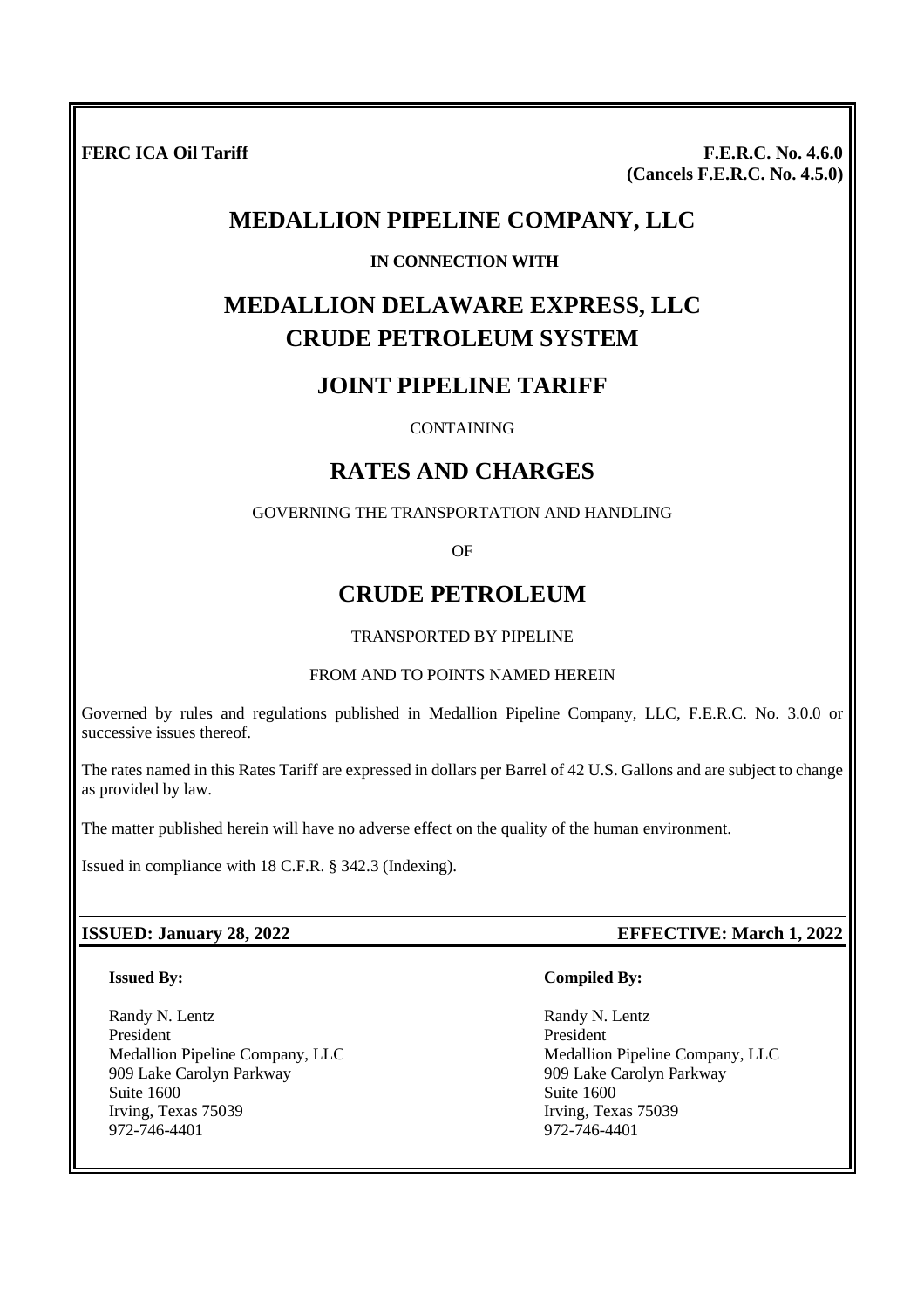**FERC ICA Oil Tariff**

**F.E.R.C. No. 4.6.0**
**(Cancels F.E.R.C. No. 4.5.0)**

# MEDALLION PIPELINE COMPANY, LLC

**IN CONNECTION WITH**

# MEDALLION DELAWARE EXPRESS, LLC
# CRUDE PETROLEUM SYSTEM

## JOINT PIPELINE TARIFF

CONTAINING

## RATES AND CHARGES

GOVERNING THE TRANSPORTATION AND HANDLING

OF

## CRUDE PETROLEUM

TRANSPORTED BY PIPELINE

FROM AND TO POINTS NAMED HEREIN

Governed by rules and regulations published in Medallion Pipeline Company, LLC, F.E.R.C. No. 3.0.0 or successive issues thereof.

The rates named in this Rates Tariff are expressed in dollars per Barrel of 42 U.S. Gallons and are subject to change as provided by law.

The matter published herein will have no adverse effect on the quality of the human environment.

Issued in compliance with 18 C.F.R. § 342.3 (Indexing).

**ISSUED: January 28, 2022** **EFFECTIVE: March 1, 2022**

**Issued By:**

Randy N. Lentz
President
Medallion Pipeline Company, LLC
909 Lake Carolyn Parkway
Suite 1600
Irving, Texas 75039
972-746-4401

**Compiled By:**

Randy N. Lentz
President
Medallion Pipeline Company, LLC
909 Lake Carolyn Parkway
Suite 1600
Irving, Texas 75039
972-746-4401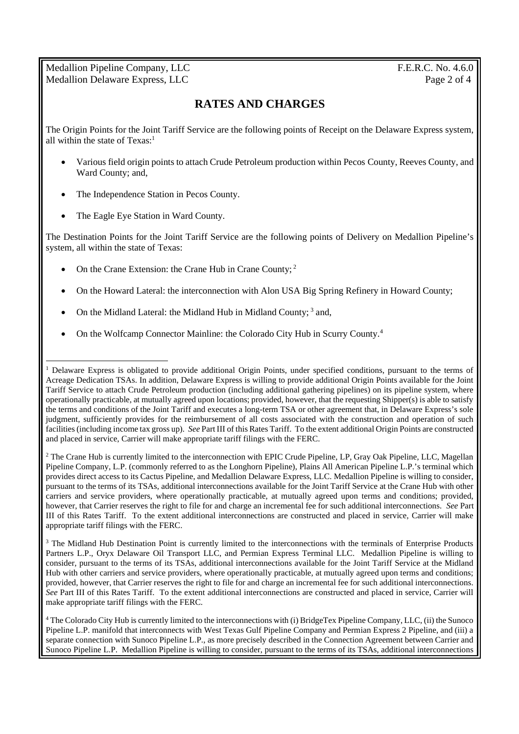## RATES AND CHARGES

The Origin Points for the Joint Tariff Service are the following points of Receipt on the Delaware Express system, all within the state of Texas:[1]

- Various field origin points to attach Crude Petroleum production within Pecos County, Reeves County, and Ward County; and,
- The Independence Station in Pecos County.
- The Eagle Eye Station in Ward County.

The Destination Points for the Joint Tariff Service are the following points of Delivery on Medallion Pipeline's system, all within the state of Texas:

- On the Crane Extension: the Crane Hub in Crane County; [2]
- On the Howard Lateral: the interconnection with Alon USA Big Spring Refinery in Howard County;
- On the Midland Lateral: the Midland Hub in Midland County; [3] and,
- On the Wolfcamp Connector Mainline: the Colorado City Hub in Scurry County.[4]

---

[1] Delaware Express is obligated to provide additional Origin Points, under specified conditions, pursuant to the terms of Acreage Dedication TSAs. In addition, Delaware Express is willing to provide additional Origin Points available for the Joint Tariff Service to attach Crude Petroleum production (including additional gathering pipelines) on its pipeline system, where operationally practicable, at mutually agreed upon locations; provided, however, that the requesting Shipper(s) is able to satisfy the terms and conditions of the Joint Tariff and executes a long-term TSA or other agreement that, in Delaware Express's sole judgment, sufficiently provides for the reimbursement of all costs associated with the construction and operation of such facilities (including income tax gross up). *See* Part III of this Rates Tariff. To the extent additional Origin Points are constructed and placed in service, Carrier will make appropriate tariff filings with the FERC.

[2] The Crane Hub is currently limited to the interconnection with EPIC Crude Pipeline, LP, Gray Oak Pipeline, LLC, Magellan Pipeline Company, L.P. (commonly referred to as the Longhorn Pipeline), Plains All American Pipeline L.P.'s terminal which provides direct access to its Cactus Pipeline, and Medallion Delaware Express, LLC. Medallion Pipeline is willing to consider, pursuant to the terms of its TSAs, additional interconnections available for the Joint Tariff Service at the Crane Hub with other carriers and service providers, where operationally practicable, at mutually agreed upon terms and conditions; provided, however, that Carrier reserves the right to file for and charge an incremental fee for such additional interconnections. *See* Part III of this Rates Tariff. To the extent additional interconnections are constructed and placed in service, Carrier will make appropriate tariff filings with the FERC.

[3] The Midland Hub Destination Point is currently limited to the interconnections with the terminals of Enterprise Products Partners L.P., Oryx Delaware Oil Transport LLC, and Permian Express Terminal LLC. Medallion Pipeline is willing to consider, pursuant to the terms of its TSAs, additional interconnections available for the Joint Tariff Service at the Midland Hub with other carriers and service providers, where operationally practicable, at mutually agreed upon terms and conditions; provided, however, that Carrier reserves the right to file for and charge an incremental fee for such additional interconnections. *See* Part III of this Rates Tariff. To the extent additional interconnections are constructed and placed in service, Carrier will make appropriate tariff filings with the FERC.

[4] The Colorado City Hub is currently limited to the interconnections with (i) BridgeTex Pipeline Company, LLC, (ii) the Sunoco Pipeline L.P. manifold that interconnects with West Texas Gulf Pipeline Company and Permian Express 2 Pipeline, and (iii) a separate connection with Sunoco Pipeline L.P., as more precisely described in the Connection Agreement between Carrier and Sunoco Pipeline L.P. Medallion Pipeline is willing to consider, pursuant to the terms of its TSAs, additional interconnections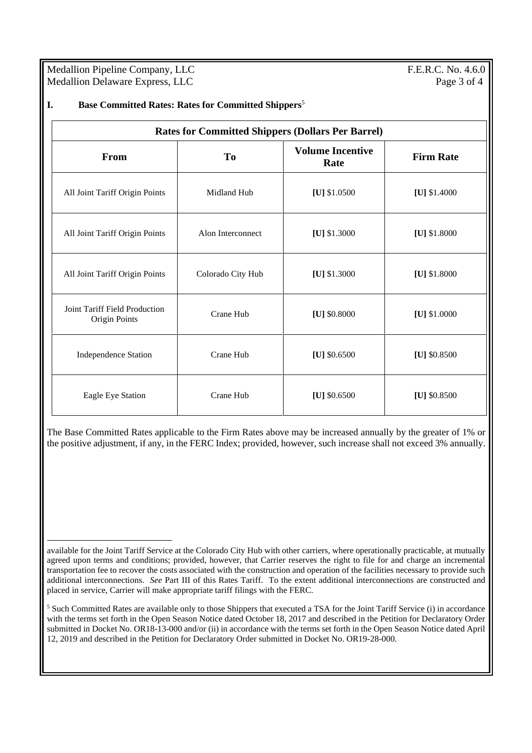## I. Base Committed Rates: Rates for Committed Shippers[5]

| Rates for Committed Shippers (Dollars Per Barrel) | | | |
|---|---|---|---|
| **From** | **To** | **Volume Incentive Rate** | **Firm Rate** |
| All Joint Tariff Origin Points | Midland Hub | **[U]** $1.0500 | **[U]** $1.4000 |
| All Joint Tariff Origin Points | Alon Interconnect | **[U]** $1.3000 | **[U]** $1.8000 |
| All Joint Tariff Origin Points | Colorado City Hub | **[U]** $1.3000 | **[U]** $1.8000 |
| Joint Tariff Field Production Origin Points | Crane Hub | **[U]** $0.8000 | **[U]** $1.0000 |
| Independence Station | Crane Hub | **[U]** $0.6500 | **[U]** $0.8500 |
| Eagle Eye Station | Crane Hub | **[U]** $0.6500 | **[U]** $0.8500 |

The Base Committed Rates applicable to the Firm Rates above may be increased annually by the greater of 1% or the positive adjustment, if any, in the FERC Index; provided, however, such increase shall not exceed 3% annually.

---

available for the Joint Tariff Service at the Colorado City Hub with other carriers, where operationally practicable, at mutually agreed upon terms and conditions; provided, however, that Carrier reserves the right to file for and charge an incremental transportation fee to recover the costs associated with the construction and operation of the facilities necessary to provide such additional interconnections. *See* Part III of this Rates Tariff. To the extent additional interconnections are constructed and placed in service, Carrier will make appropriate tariff filings with the FERC.

[5] Such Committed Rates are available only to those Shippers that executed a TSA for the Joint Tariff Service (i) in accordance with the terms set forth in the Open Season Notice dated October 18, 2017 and described in the Petition for Declaratory Order submitted in Docket No. OR18-13-000 and/or (ii) in accordance with the terms set forth in the Open Season Notice dated April 12, 2019 and described in the Petition for Declaratory Order submitted in Docket No. OR19-28-000.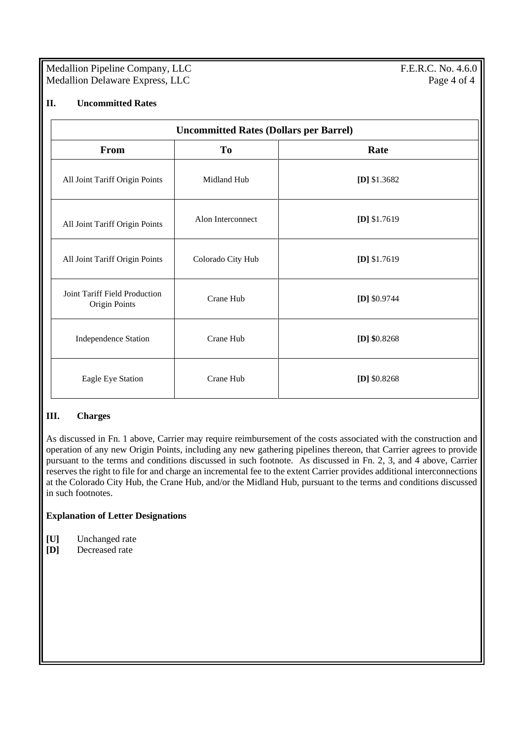## II. Uncommitted Rates

| Uncommitted Rates (Dollars per Barrel) | | |
|---|---|---|
| **From** | **To** | **Rate** |
| All Joint Tariff Origin Points | Midland Hub | **[D]** $1.3682 |
| All Joint Tariff Origin Points | Alon Interconnect | **[D]** $1.7619 |
| All Joint Tariff Origin Points | Colorado City Hub | **[D]** $1.7619 |
| Joint Tariff Field Production Origin Points | Crane Hub | **[D]** $0.9744 |
| Independence Station | Crane Hub | **[D]** $0.8268 |
| Eagle Eye Station | Crane Hub | **[D]** $0.8268 |

## III. Charges

As discussed in Fn. 1 above, Carrier may require reimbursement of the costs associated with the construction and operation of any new Origin Points, including any new gathering pipelines thereon, that Carrier agrees to provide pursuant to the terms and conditions discussed in such footnote. As discussed in Fn. 2, 3, and 4 above, Carrier reserves the right to file for and charge an incremental fee to the extent Carrier provides additional interconnections at the Colorado City Hub, the Crane Hub, and/or the Midland Hub, pursuant to the terms and conditions discussed in such footnotes.

**Explanation of Letter Designations**

**[U]** Unchanged rate
**[D]** Decreased rate